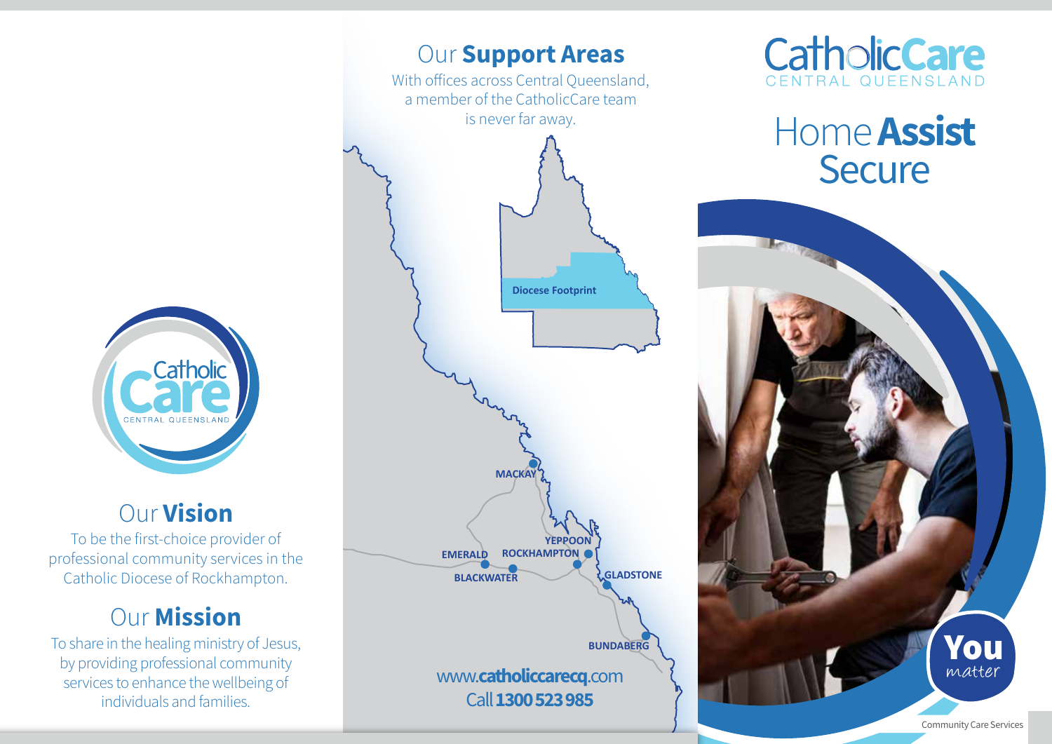Catholic Care
CENTRAL QUEENSLAND

## Our **Vision**

To be the first-choice provider of professional community services in the Catholic Diocese of Rockhampton.

## Our **Mission**

To share in the healing ministry of Jesus, by providing professional community services to enhance the wellbeing of individuals and families.

## Our **Support Areas**

With offices across Central Queensland, a member of the CatholicCare team is never far away.

Diocese Footprint

MACKAY
YEPPOON
EMERALD
ROCKHAMPTON
BLACKWATER
GLADSTONE
BUNDABERG

www.**catholiccarecq**.com
Call **1300 523 985**

CatholicCare
CENTRAL QUEENSLAND

# Home **Assist** Secure

**You** *matter*

Community Care Services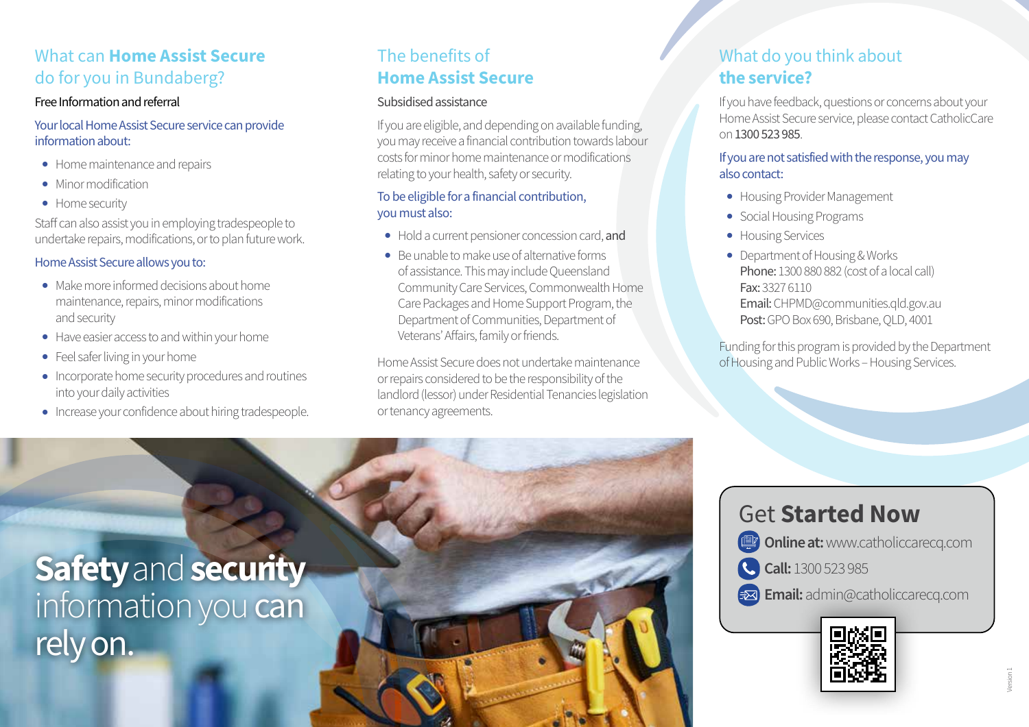## What can **Home Assist Secure** do for you in Bundaberg?

Free Information and referral

Your local Home Assist Secure service can provide information about:

- Home maintenance and repairs
- Minor modification
- Home security

Staff can also assist you in employing tradespeople to undertake repairs, modifications, or to plan future work.

Home Assist Secure allows you to:

- Make more informed decisions about home maintenance, repairs, minor modifications and security
- Have easier access to and within your home
- Feel safer living in your home
- Incorporate home security procedures and routines into your daily activities
- Increase your confidence about hiring tradespeople.

## The benefits of **Home Assist Secure**

Subsidised assistance

If you are eligible, and depending on available funding, you may receive a financial contribution towards labour costs for minor home maintenance or modifications relating to your health, safety or security.

To be eligible for a financial contribution, you must also:

- Hold a current pensioner concession card, **and**
- Be unable to make use of alternative forms of assistance. This may include Queensland Community Care Services, Commonwealth Home Care Packages and Home Support Program, the Department of Communities, Department of Veterans' Affairs, family or friends.

Home Assist Secure does not undertake maintenance or repairs considered to be the responsibility of the landlord (lessor) under Residential Tenancies legislation or tenancy agreements.

## What do you think about **the service?**

If you have feedback, questions or concerns about your Home Assist Secure service, please contact CatholicCare on 1300 523 985.

If you are not satisfied with the response, you may also contact:

- Housing Provider Management
- Social Housing Programs
- Housing Services
- Department of Housing & Works
  **Phone:** 1300 880 882 (cost of a local call)
  **Fax:** 3327 6110
  **Email:** CHPMD@communities.qld.gov.au
  **Post:** GPO Box 690, Brisbane, QLD, 4001

Funding for this program is provided by the Department of Housing and Public Works – Housing Services.

**Safety** and **security** information you **can rely on.**

## Get **Started Now**

**Online at:** www.catholiccarecq.com

**Call:** 1300 523 985

**Email:** admin@catholiccarecq.com

Version 1